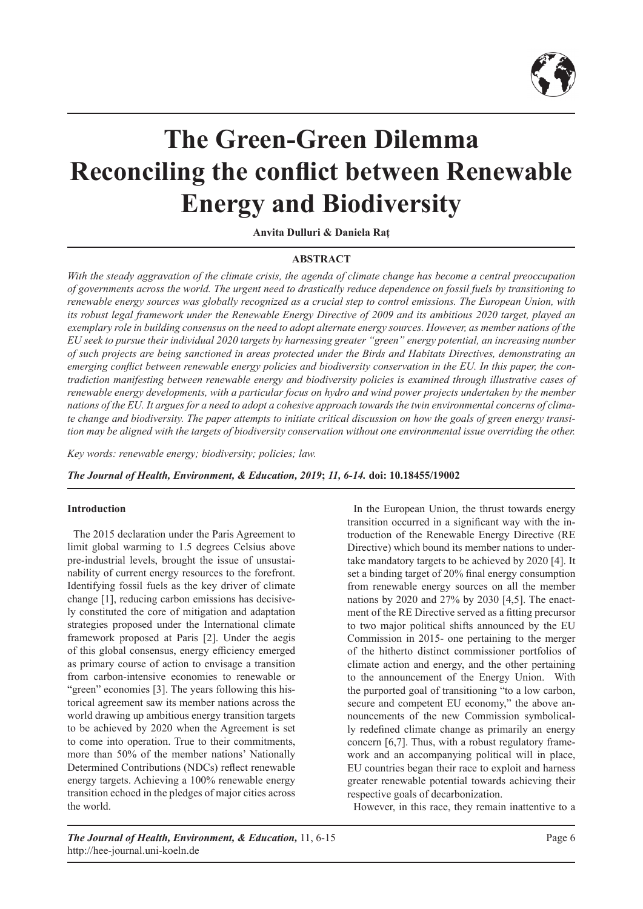# The Green-Green Dilemma
# Reconciling the conflict between Renewable Energy and Biodiversity

**Anvita Dulluri & Daniela Raț**

**ABSTRACT**

*With the steady aggravation of the climate crisis, the agenda of climate change has become a central preoccupation of governments across the world. The urgent need to drastically reduce dependence on fossil fuels by transitioning to renewable energy sources was globally recognized as a crucial step to control emissions. The European Union, with its robust legal framework under the Renewable Energy Directive of 2009 and its ambitious 2020 target, played an exemplary role in building consensus on the need to adopt alternate energy sources. However, as member nations of the EU seek to pursue their individual 2020 targets by harnessing greater "green" energy potential, an increasing number of such projects are being sanctioned in areas protected under the Birds and Habitats Directives, demonstrating an emerging conflict between renewable energy policies and biodiversity conservation in the EU. In this paper, the contradiction manifesting between renewable energy and biodiversity policies is examined through illustrative cases of renewable energy developments, with a particular focus on hydro and wind power projects undertaken by the member nations of the EU. It argues for a need to adopt a cohesive approach towards the twin environmental concerns of climate change and biodiversity. The paper attempts to initiate critical discussion on how the goals of green energy transition may be aligned with the targets of biodiversity conservation without one environmental issue overriding the other.*

*Key words: renewable energy; biodiversity; policies; law.*

***The Journal of Health, Environment, & Education, 2019*; *11, 6-14.*** **doi: 10.18455/19002**

#### Introduction

The 2015 declaration under the Paris Agreement to limit global warming to 1.5 degrees Celsius above pre-industrial levels, brought the issue of unsustainability of current energy resources to the forefront. Identifying fossil fuels as the key driver of climate change [1], reducing carbon emissions has decisively constituted the core of mitigation and adaptation strategies proposed under the International climate framework proposed at Paris [2]. Under the aegis of this global consensus, energy efficiency emerged as primary course of action to envisage a transition from carbon-intensive economies to renewable or "green" economies [3]. The years following this historical agreement saw its member nations across the world drawing up ambitious energy transition targets to be achieved by 2020 when the Agreement is set to come into operation. True to their commitments, more than 50% of the member nations' Nationally Determined Contributions (NDCs) reflect renewable energy targets. Achieving a 100% renewable energy transition echoed in the pledges of major cities across the world.

In the European Union, the thrust towards energy transition occurred in a significant way with the introduction of the Renewable Energy Directive (RE Directive) which bound its member nations to undertake mandatory targets to be achieved by 2020 [4]. It set a binding target of 20% final energy consumption from renewable energy sources on all the member nations by 2020 and 27% by 2030 [4,5]. The enactment of the RE Directive served as a fitting precursor to two major political shifts announced by the EU Commission in 2015- one pertaining to the merger of the hitherto distinct commissioner portfolios of climate action and energy, and the other pertaining to the announcement of the Energy Union. With the purported goal of transitioning "to a low carbon, secure and competent EU economy," the above announcements of the new Commission symbolically redefined climate change as primarily an energy concern [6,7]. Thus, with a robust regulatory framework and an accompanying political will in place, EU countries began their race to exploit and harness greater renewable potential towards achieving their respective goals of decarbonization.

However, in this race, they remain inattentive to a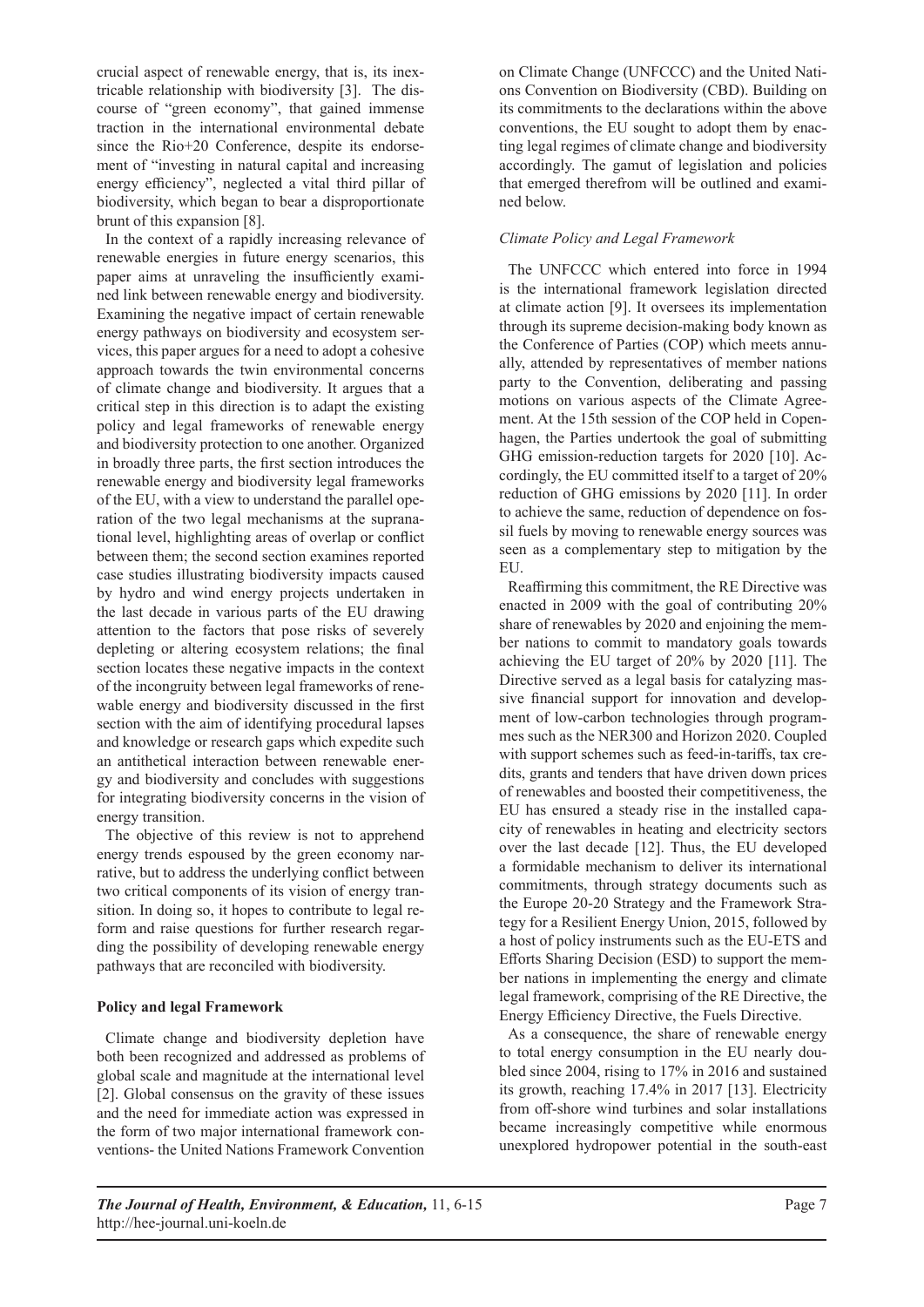crucial aspect of renewable energy, that is, its inextricable relationship with biodiversity [3]. The discourse of "green economy", that gained immense traction in the international environmental debate since the Rio+20 Conference, despite its endorsement of "investing in natural capital and increasing energy efficiency", neglected a vital third pillar of biodiversity, which began to bear a disproportionate brunt of this expansion [8].

In the context of a rapidly increasing relevance of renewable energies in future energy scenarios, this paper aims at unraveling the insufficiently examined link between renewable energy and biodiversity. Examining the negative impact of certain renewable energy pathways on biodiversity and ecosystem services, this paper argues for a need to adopt a cohesive approach towards the twin environmental concerns of climate change and biodiversity. It argues that a critical step in this direction is to adapt the existing policy and legal frameworks of renewable energy and biodiversity protection to one another. Organized in broadly three parts, the first section introduces the renewable energy and biodiversity legal frameworks of the EU, with a view to understand the parallel operation of the two legal mechanisms at the supranational level, highlighting areas of overlap or conflict between them; the second section examines reported case studies illustrating biodiversity impacts caused by hydro and wind energy projects undertaken in the last decade in various parts of the EU drawing attention to the factors that pose risks of severely depleting or altering ecosystem relations; the final section locates these negative impacts in the context of the incongruity between legal frameworks of renewable energy and biodiversity discussed in the first section with the aim of identifying procedural lapses and knowledge or research gaps which expedite such an antithetical interaction between renewable energy and biodiversity and concludes with suggestions for integrating biodiversity concerns in the vision of energy transition.

The objective of this review is not to apprehend energy trends espoused by the green economy narrative, but to address the underlying conflict between two critical components of its vision of energy transition. In doing so, it hopes to contribute to legal reform and raise questions for further research regarding the possibility of developing renewable energy pathways that are reconciled with biodiversity.

**Policy and legal Framework**

Climate change and biodiversity depletion have both been recognized and addressed as problems of global scale and magnitude at the international level [2]. Global consensus on the gravity of these issues and the need for immediate action was expressed in the form of two major international framework conventions- the United Nations Framework Convention on Climate Change (UNFCCC) and the United Nations Convention on Biodiversity (CBD). Building on its commitments to the declarations within the above conventions, the EU sought to adopt them by enacting legal regimes of climate change and biodiversity accordingly. The gamut of legislation and policies that emerged therefrom will be outlined and examined below.

*Climate Policy and Legal Framework*

The UNFCCC which entered into force in 1994 is the international framework legislation directed at climate action [9]. It oversees its implementation through its supreme decision-making body known as the Conference of Parties (COP) which meets annually, attended by representatives of member nations party to the Convention, deliberating and passing motions on various aspects of the Climate Agreement. At the 15th session of the COP held in Copenhagen, the Parties undertook the goal of submitting GHG emission-reduction targets for 2020 [10]. Accordingly, the EU committed itself to a target of 20% reduction of GHG emissions by 2020 [11]. In order to achieve the same, reduction of dependence on fossil fuels by moving to renewable energy sources was seen as a complementary step to mitigation by the EU.

Reaffirming this commitment, the RE Directive was enacted in 2009 with the goal of contributing 20% share of renewables by 2020 and enjoining the member nations to commit to mandatory goals towards achieving the EU target of 20% by 2020 [11]. The Directive served as a legal basis for catalyzing massive financial support for innovation and development of low-carbon technologies through programmes such as the NER300 and Horizon 2020. Coupled with support schemes such as feed-in-tariffs, tax credits, grants and tenders that have driven down prices of renewables and boosted their competitiveness, the EU has ensured a steady rise in the installed capacity of renewables in heating and electricity sectors over the last decade [12]. Thus, the EU developed a formidable mechanism to deliver its international commitments, through strategy documents such as the Europe 20-20 Strategy and the Framework Strategy for a Resilient Energy Union, 2015, followed by a host of policy instruments such as the EU-ETS and Efforts Sharing Decision (ESD) to support the member nations in implementing the energy and climate legal framework, comprising of the RE Directive, the Energy Efficiency Directive, the Fuels Directive.

As a consequence, the share of renewable energy to total energy consumption in the EU nearly doubled since 2004, rising to 17% in 2016 and sustained its growth, reaching 17.4% in 2017 [13]. Electricity from off-shore wind turbines and solar installations became increasingly competitive while enormous unexplored hydropower potential in the south-east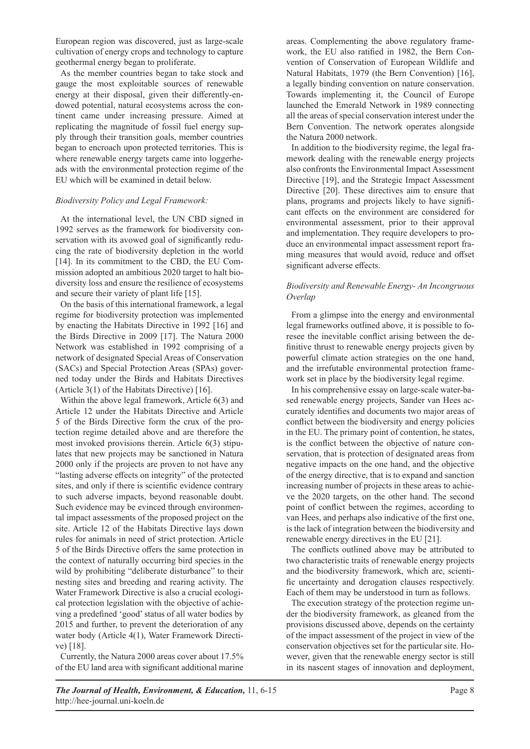European region was discovered, just as large-scale cultivation of energy crops and technology to capture geothermal energy began to proliferate.

As the member countries began to take stock and gauge the most exploitable sources of renewable energy at their disposal, given their differently-endowed potential, natural ecosystems across the continent came under increasing pressure. Aimed at replicating the magnitude of fossil fuel energy supply through their transition goals, member countries began to encroach upon protected territories. This is where renewable energy targets came into loggerheads with the environmental protection regime of the EU which will be examined in detail below.

### *Biodiversity Policy and Legal Framework:*

At the international level, the UN CBD signed in 1992 serves as the framework for biodiversity conservation with its avowed goal of significantly reducing the rate of biodiversity depletion in the world [14]. In its commitment to the CBD, the EU Commission adopted an ambitious 2020 target to halt biodiversity loss and ensure the resilience of ecosystems and secure their variety of plant life [15].

On the basis of this international framework, a legal regime for biodiversity protection was implemented by enacting the Habitats Directive in 1992 [16] and the Birds Directive in 2009 [17]. The Natura 2000 Network was established in 1992 comprising of a network of designated Special Areas of Conservation (SACs) and Special Protection Areas (SPAs) governed today under the Birds and Habitats Directives (Article 3(1) of the Habitats Directive) [16].

Within the above legal framework, Article 6(3) and Article 12 under the Habitats Directive and Article 5 of the Birds Directive form the crux of the protection regime detailed above and are therefore the most invoked provisions therein. Article 6(3) stipulates that new projects may be sanctioned in Natura 2000 only if the projects are proven to not have any "lasting adverse effects on integrity" of the protected sites, and only if there is scientific evidence contrary to such adverse impacts, beyond reasonable doubt. Such evidence may be evinced through environmental impact assessments of the proposed project on the site. Article 12 of the Habitats Directive lays down rules for animals in need of strict protection. Article 5 of the Birds Directive offers the same protection in the context of naturally occurring bird species in the wild by prohibiting "deliberate disturbance" to their nesting sites and breeding and rearing activity. The Water Framework Directive is also a crucial ecological protection legislation with the objective of achieving a predefined 'good' status of all water bodies by 2015 and further, to prevent the deterioration of any water body (Article 4(1), Water Framework Directive) [18].

Currently, the Natura 2000 areas cover about 17.5% of the EU land area with significant additional marine areas. Complementing the above regulatory framework, the EU also ratified in 1982, the Bern Convention of Conservation of European Wildlife and Natural Habitats, 1979 (the Bern Convention) [16], a legally binding convention on nature conservation. Towards implementing it, the Council of Europe launched the Emerald Network in 1989 connecting all the areas of special conservation interest under the Bern Convention. The network operates alongside the Natura 2000 network.

In addition to the biodiversity regime, the legal framework dealing with the renewable energy projects also confronts the Environmental Impact Assessment Directive [19], and the Strategic Impact Assessment Directive [20]. These directives aim to ensure that plans, programs and projects likely to have significant effects on the environment are considered for environmental assessment, prior to their approval and implementation. They require developers to produce an environmental impact assessment report framing measures that would avoid, reduce and offset significant adverse effects.

### *Biodiversity and Renewable Energy- An Incongruous Overlap*

From a glimpse into the energy and environmental legal frameworks outlined above, it is possible to foresee the inevitable conflict arising between the definitive thrust to renewable energy projects given by powerful climate action strategies on the one hand, and the irrefutable environmental protection framework set in place by the biodiversity legal regime.

In his comprehensive essay on large-scale water-based renewable energy projects, Sander van Hees accurately identifies and documents two major areas of conflict between the biodiversity and energy policies in the EU. The primary point of contention, he states, is the conflict between the objective of nature conservation, that is protection of designated areas from negative impacts on the one hand, and the objective of the energy directive, that is to expand and sanction increasing number of projects in these areas to achieve the 2020 targets, on the other hand. The second point of conflict between the regimes, according to van Hees, and perhaps also indicative of the first one, is the lack of integration between the biodiversity and renewable energy directives in the EU [21].

The conflicts outlined above may be attributed to two characteristic traits of renewable energy projects and the biodiversity framework, which are, scientific uncertainty and derogation clauses respectively. Each of them may be understood in turn as follows.

The execution strategy of the protection regime under the biodiversity framework, as gleaned from the provisions discussed above, depends on the certainty of the impact assessment of the project in view of the conservation objectives set for the particular site. However, given that the renewable energy sector is still in its nascent stages of innovation and deployment,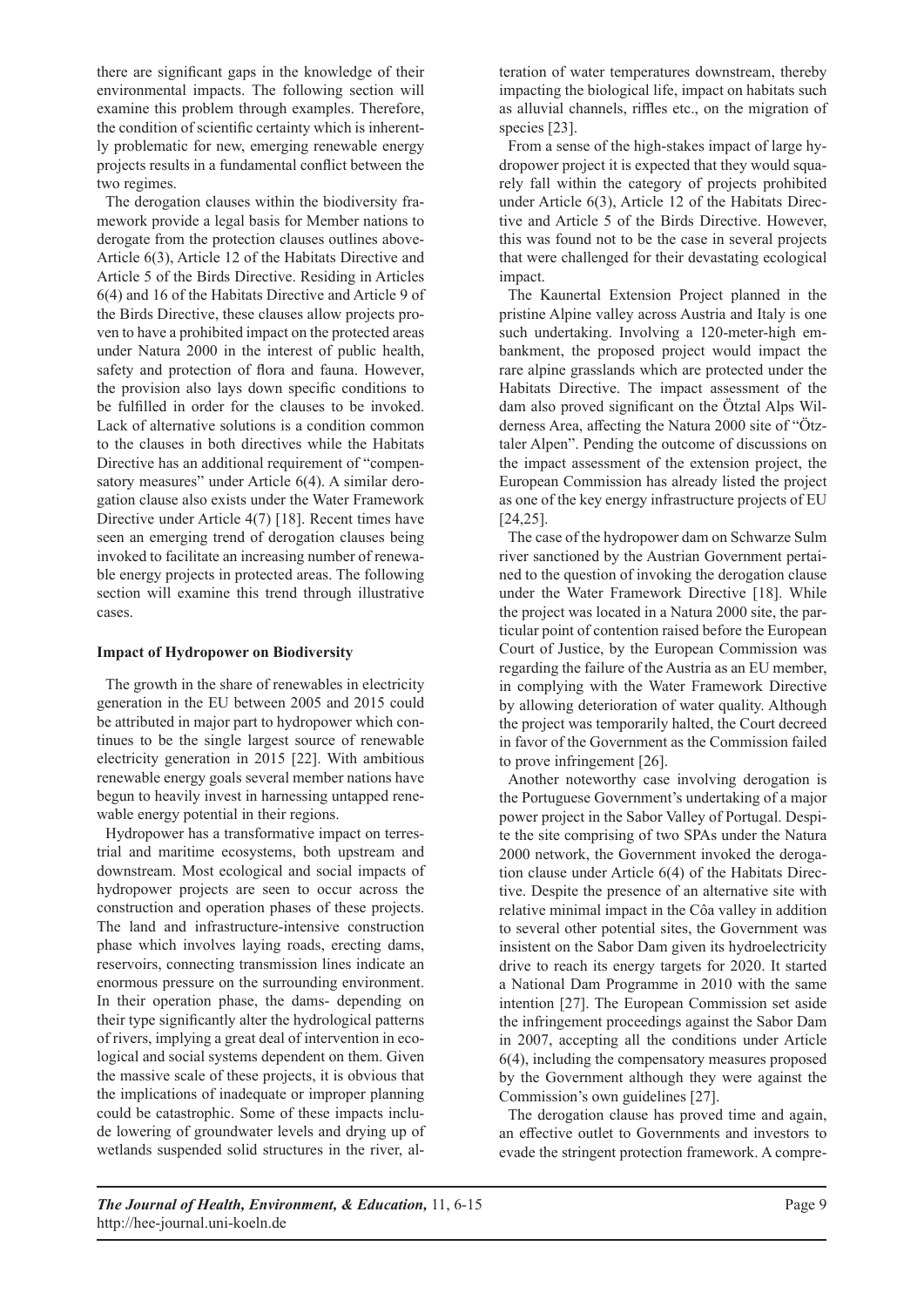there are significant gaps in the knowledge of their environmental impacts. The following section will examine this problem through examples. Therefore, the condition of scientific certainty which is inherently problematic for new, emerging renewable energy projects results in a fundamental conflict between the two regimes.

The derogation clauses within the biodiversity framework provide a legal basis for Member nations to derogate from the protection clauses outlines above- Article 6(3), Article 12 of the Habitats Directive and Article 5 of the Birds Directive. Residing in Articles 6(4) and 16 of the Habitats Directive and Article 9 of the Birds Directive, these clauses allow projects proven to have a prohibited impact on the protected areas under Natura 2000 in the interest of public health, safety and protection of flora and fauna. However, the provision also lays down specific conditions to be fulfilled in order for the clauses to be invoked. Lack of alternative solutions is a condition common to the clauses in both directives while the Habitats Directive has an additional requirement of "compensatory measures" under Article 6(4). A similar derogation clause also exists under the Water Framework Directive under Article 4(7) [18]. Recent times have seen an emerging trend of derogation clauses being invoked to facilitate an increasing number of renewable energy projects in protected areas. The following section will examine this trend through illustrative cases.

**Impact of Hydropower on Biodiversity**

The growth in the share of renewables in electricity generation in the EU between 2005 and 2015 could be attributed in major part to hydropower which continues to be the single largest source of renewable electricity generation in 2015 [22]. With ambitious renewable energy goals several member nations have begun to heavily invest in harnessing untapped renewable energy potential in their regions.

Hydropower has a transformative impact on terrestrial and maritime ecosystems, both upstream and downstream. Most ecological and social impacts of hydropower projects are seen to occur across the construction and operation phases of these projects. The land and infrastructure-intensive construction phase which involves laying roads, erecting dams, reservoirs, connecting transmission lines indicate an enormous pressure on the surrounding environment. In their operation phase, the dams- depending on their type significantly alter the hydrological patterns of rivers, implying a great deal of intervention in ecological and social systems dependent on them. Given the massive scale of these projects, it is obvious that the implications of inadequate or improper planning could be catastrophic. Some of these impacts include lowering of groundwater levels and drying up of wetlands suspended solid structures in the river, alteration of water temperatures downstream, thereby impacting the biological life, impact on habitats such as alluvial channels, riffles etc., on the migration of species [23].

From a sense of the high-stakes impact of large hydropower project it is expected that they would squarely fall within the category of projects prohibited under Article 6(3), Article 12 of the Habitats Directive and Article 5 of the Birds Directive. However, this was found not to be the case in several projects that were challenged for their devastating ecological impact.

The Kaunertal Extension Project planned in the pristine Alpine valley across Austria and Italy is one such undertaking. Involving a 120-meter-high embankment, the proposed project would impact the rare alpine grasslands which are protected under the Habitats Directive. The impact assessment of the dam also proved significant on the Ötztal Alps Wilderness Area, affecting the Natura 2000 site of "Ötztaler Alpen". Pending the outcome of discussions on the impact assessment of the extension project, the European Commission has already listed the project as one of the key energy infrastructure projects of EU [24,25].

The case of the hydropower dam on Schwarze Sulm river sanctioned by the Austrian Government pertained to the question of invoking the derogation clause under the Water Framework Directive [18]. While the project was located in a Natura 2000 site, the particular point of contention raised before the European Court of Justice, by the European Commission was regarding the failure of the Austria as an EU member, in complying with the Water Framework Directive by allowing deterioration of water quality. Although the project was temporarily halted, the Court decreed in favor of the Government as the Commission failed to prove infringement [26].

Another noteworthy case involving derogation is the Portuguese Government's undertaking of a major power project in the Sabor Valley of Portugal. Despite the site comprising of two SPAs under the Natura 2000 network, the Government invoked the derogation clause under Article 6(4) of the Habitats Directive. Despite the presence of an alternative site with relative minimal impact in the Côa valley in addition to several other potential sites, the Government was insistent on the Sabor Dam given its hydroelectricity drive to reach its energy targets for 2020. It started a National Dam Programme in 2010 with the same intention [27]. The European Commission set aside the infringement proceedings against the Sabor Dam in 2007, accepting all the conditions under Article 6(4), including the compensatory measures proposed by the Government although they were against the Commission's own guidelines [27].

The derogation clause has proved time and again, an effective outlet to Governments and investors to evade the stringent protection framework. A compre-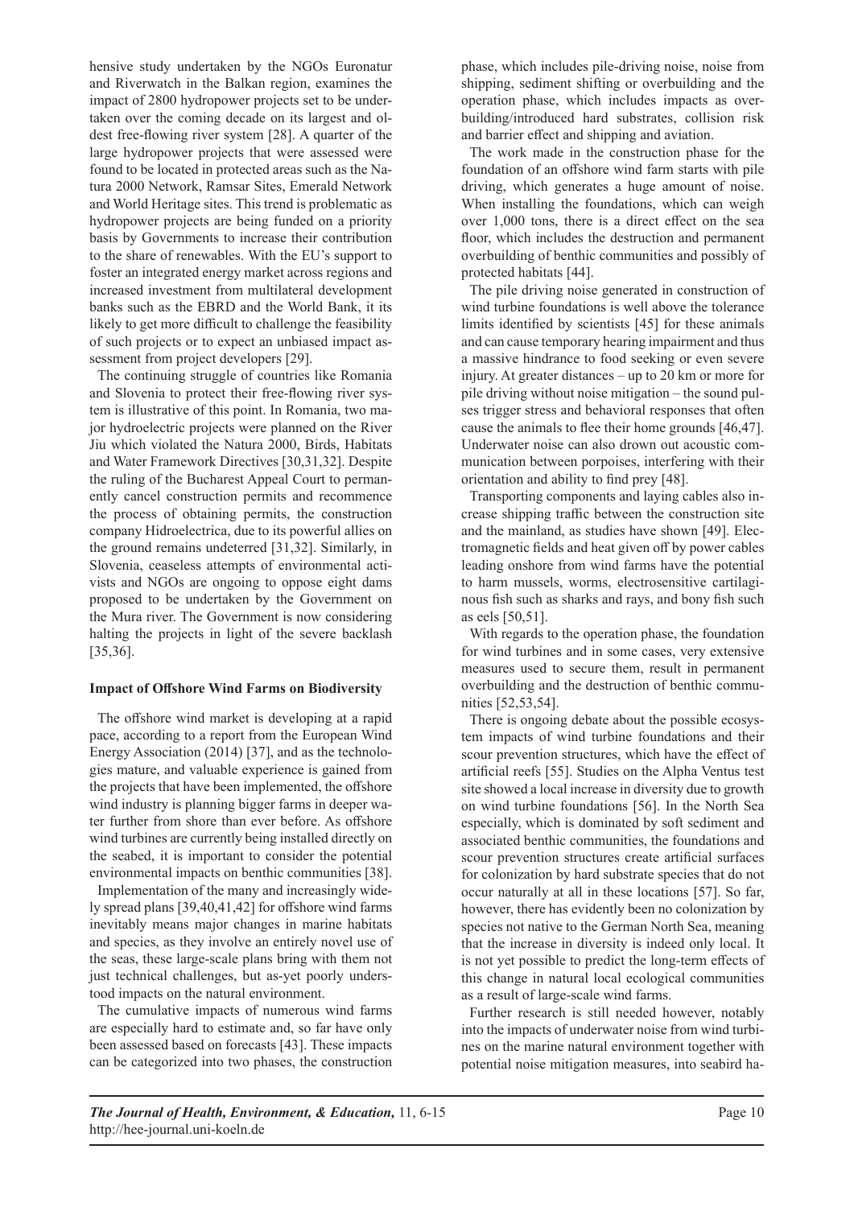hensive study undertaken by the NGOs Euronatur and Riverwatch in the Balkan region, examines the impact of 2800 hydropower projects set to be undertaken over the coming decade on its largest and oldest free-flowing river system [28]. A quarter of the large hydropower projects that were assessed were found to be located in protected areas such as the Natura 2000 Network, Ramsar Sites, Emerald Network and World Heritage sites. This trend is problematic as hydropower projects are being funded on a priority basis by Governments to increase their contribution to the share of renewables. With the EU's support to foster an integrated energy market across regions and increased investment from multilateral development banks such as the EBRD and the World Bank, it its likely to get more difficult to challenge the feasibility of such projects or to expect an unbiased impact assessment from project developers [29].

The continuing struggle of countries like Romania and Slovenia to protect their free-flowing river system is illustrative of this point. In Romania, two major hydroelectric projects were planned on the River Jiu which violated the Natura 2000, Birds, Habitats and Water Framework Directives [30,31,32]. Despite the ruling of the Bucharest Appeal Court to permanently cancel construction permits and recommence the process of obtaining permits, the construction company Hidroelectrica, due to its powerful allies on the ground remains undeterred [31,32]. Similarly, in Slovenia, ceaseless attempts of environmental activists and NGOs are ongoing to oppose eight dams proposed to be undertaken by the Government on the Mura river. The Government is now considering halting the projects in light of the severe backlash [35,36].

### Impact of Offshore Wind Farms on Biodiversity

The offshore wind market is developing at a rapid pace, according to a report from the European Wind Energy Association (2014) [37], and as the technologies mature, and valuable experience is gained from the projects that have been implemented, the offshore wind industry is planning bigger farms in deeper water further from shore than ever before. As offshore wind turbines are currently being installed directly on the seabed, it is important to consider the potential environmental impacts on benthic communities [38].

Implementation of the many and increasingly widely spread plans [39,40,41,42] for offshore wind farms inevitably means major changes in marine habitats and species, as they involve an entirely novel use of the seas, these large-scale plans bring with them not just technical challenges, but as-yet poorly understood impacts on the natural environment.

The cumulative impacts of numerous wind farms are especially hard to estimate and, so far have only been assessed based on forecasts [43]. These impacts can be categorized into two phases, the construction phase, which includes pile-driving noise, noise from shipping, sediment shifting or overbuilding and the operation phase, which includes impacts as overbuilding/introduced hard substrates, collision risk and barrier effect and shipping and aviation.

The work made in the construction phase for the foundation of an offshore wind farm starts with pile driving, which generates a huge amount of noise. When installing the foundations, which can weigh over 1,000 tons, there is a direct effect on the sea floor, which includes the destruction and permanent overbuilding of benthic communities and possibly of protected habitats [44].

The pile driving noise generated in construction of wind turbine foundations is well above the tolerance limits identified by scientists [45] for these animals and can cause temporary hearing impairment and thus a massive hindrance to food seeking or even severe injury. At greater distances – up to 20 km or more for pile driving without noise mitigation – the sound pulses trigger stress and behavioral responses that often cause the animals to flee their home grounds [46,47]. Underwater noise can also drown out acoustic communication between porpoises, interfering with their orientation and ability to find prey [48].

Transporting components and laying cables also increase shipping traffic between the construction site and the mainland, as studies have shown [49]. Electromagnetic fields and heat given off by power cables leading onshore from wind farms have the potential to harm mussels, worms, electrosensitive cartilaginous fish such as sharks and rays, and bony fish such as eels [50,51].

With regards to the operation phase, the foundation for wind turbines and in some cases, very extensive measures used to secure them, result in permanent overbuilding and the destruction of benthic communities [52,53,54].

There is ongoing debate about the possible ecosystem impacts of wind turbine foundations and their scour prevention structures, which have the effect of artificial reefs [55]. Studies on the Alpha Ventus test site showed a local increase in diversity due to growth on wind turbine foundations [56]. In the North Sea especially, which is dominated by soft sediment and associated benthic communities, the foundations and scour prevention structures create artificial surfaces for colonization by hard substrate species that do not occur naturally at all in these locations [57]. So far, however, there has evidently been no colonization by species not native to the German North Sea, meaning that the increase in diversity is indeed only local. It is not yet possible to predict the long-term effects of this change in natural local ecological communities as a result of large-scale wind farms.

Further research is still needed however, notably into the impacts of underwater noise from wind turbines on the marine natural environment together with potential noise mitigation measures, into seabird ha-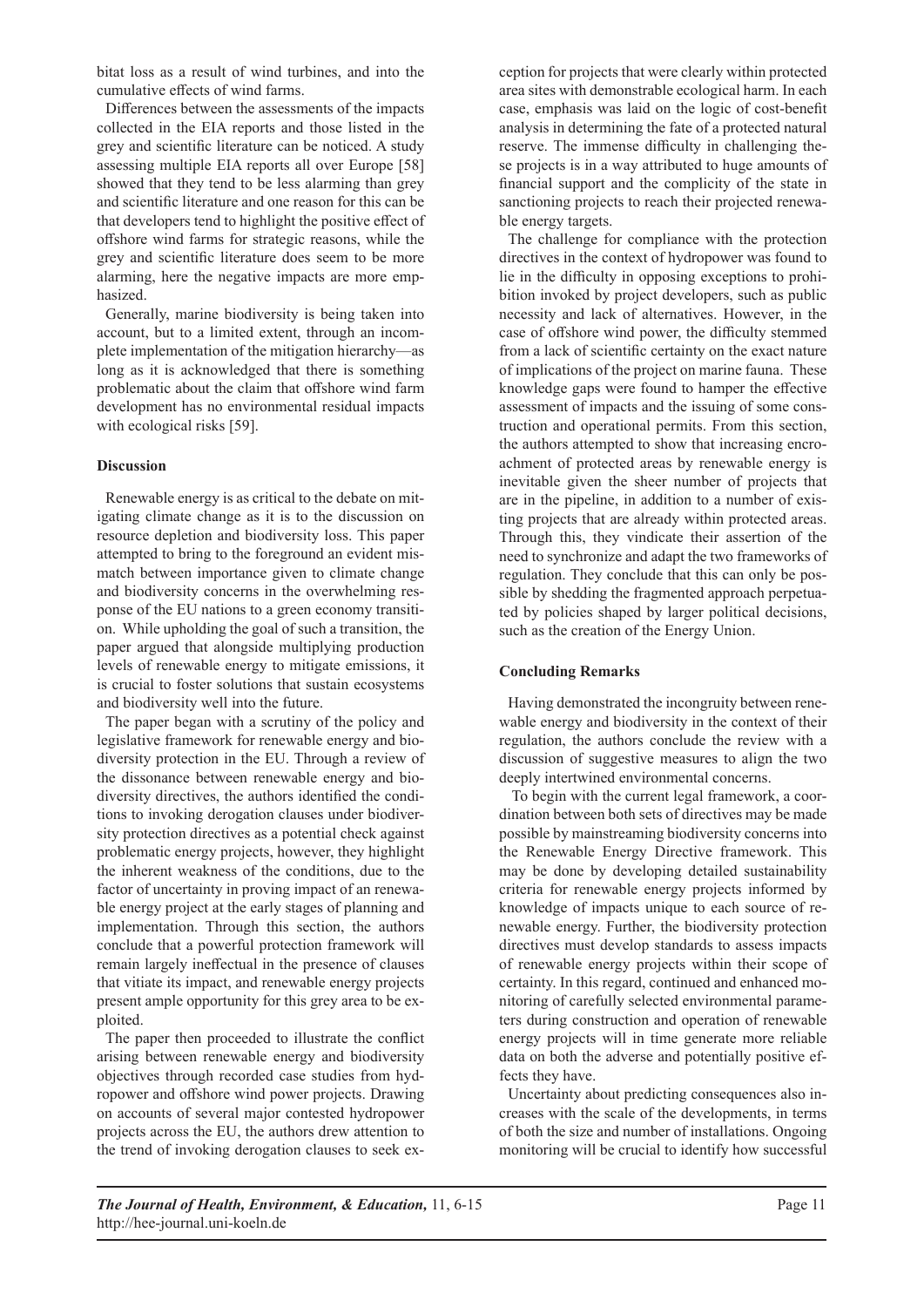bitat loss as a result of wind turbines, and into the cumulative effects of wind farms.

Differences between the assessments of the impacts collected in the EIA reports and those listed in the grey and scientific literature can be noticed. A study assessing multiple EIA reports all over Europe [58] showed that they tend to be less alarming than grey and scientific literature and one reason for this can be that developers tend to highlight the positive effect of offshore wind farms for strategic reasons, while the grey and scientific literature does seem to be more alarming, here the negative impacts are more emphasized.

Generally, marine biodiversity is being taken into account, but to a limited extent, through an incomplete implementation of the mitigation hierarchy—as long as it is acknowledged that there is something problematic about the claim that offshore wind farm development has no environmental residual impacts with ecological risks [59].

**Discussion**

Renewable energy is as critical to the debate on mitigating climate change as it is to the discussion on resource depletion and biodiversity loss. This paper attempted to bring to the foreground an evident mismatch between importance given to climate change and biodiversity concerns in the overwhelming response of the EU nations to a green economy transition. While upholding the goal of such a transition, the paper argued that alongside multiplying production levels of renewable energy to mitigate emissions, it is crucial to foster solutions that sustain ecosystems and biodiversity well into the future.

The paper began with a scrutiny of the policy and legislative framework for renewable energy and biodiversity protection in the EU. Through a review of the dissonance between renewable energy and biodiversity directives, the authors identified the conditions to invoking derogation clauses under biodiversity protection directives as a potential check against problematic energy projects, however, they highlight the inherent weakness of the conditions, due to the factor of uncertainty in proving impact of an renewable energy project at the early stages of planning and implementation. Through this section, the authors conclude that a powerful protection framework will remain largely ineffectual in the presence of clauses that vitiate its impact, and renewable energy projects present ample opportunity for this grey area to be exploited.

The paper then proceeded to illustrate the conflict arising between renewable energy and biodiversity objectives through recorded case studies from hydropower and offshore wind power projects. Drawing on accounts of several major contested hydropower projects across the EU, the authors drew attention to the trend of invoking derogation clauses to seek exception for projects that were clearly within protected area sites with demonstrable ecological harm. In each case, emphasis was laid on the logic of cost-benefit analysis in determining the fate of a protected natural reserve. The immense difficulty in challenging these projects is in a way attributed to huge amounts of financial support and the complicity of the state in sanctioning projects to reach their projected renewable energy targets.

The challenge for compliance with the protection directives in the context of hydropower was found to lie in the difficulty in opposing exceptions to prohibition invoked by project developers, such as public necessity and lack of alternatives. However, in the case of offshore wind power, the difficulty stemmed from a lack of scientific certainty on the exact nature of implications of the project on marine fauna. These knowledge gaps were found to hamper the effective assessment of impacts and the issuing of some construction and operational permits. From this section, the authors attempted to show that increasing encroachment of protected areas by renewable energy is inevitable given the sheer number of projects that are in the pipeline, in addition to a number of existing projects that are already within protected areas. Through this, they vindicate their assertion of the need to synchronize and adapt the two frameworks of regulation. They conclude that this can only be possible by shedding the fragmented approach perpetuated by policies shaped by larger political decisions, such as the creation of the Energy Union.

**Concluding Remarks**

Having demonstrated the incongruity between renewable energy and biodiversity in the context of their regulation, the authors conclude the review with a discussion of suggestive measures to align the two deeply intertwined environmental concerns.

To begin with the current legal framework, a coordination between both sets of directives may be made possible by mainstreaming biodiversity concerns into the Renewable Energy Directive framework. This may be done by developing detailed sustainability criteria for renewable energy projects informed by knowledge of impacts unique to each source of renewable energy. Further, the biodiversity protection directives must develop standards to assess impacts of renewable energy projects within their scope of certainty. In this regard, continued and enhanced monitoring of carefully selected environmental parameters during construction and operation of renewable energy projects will in time generate more reliable data on both the adverse and potentially positive effects they have.

Uncertainty about predicting consequences also increases with the scale of the developments, in terms of both the size and number of installations. Ongoing monitoring will be crucial to identify how successful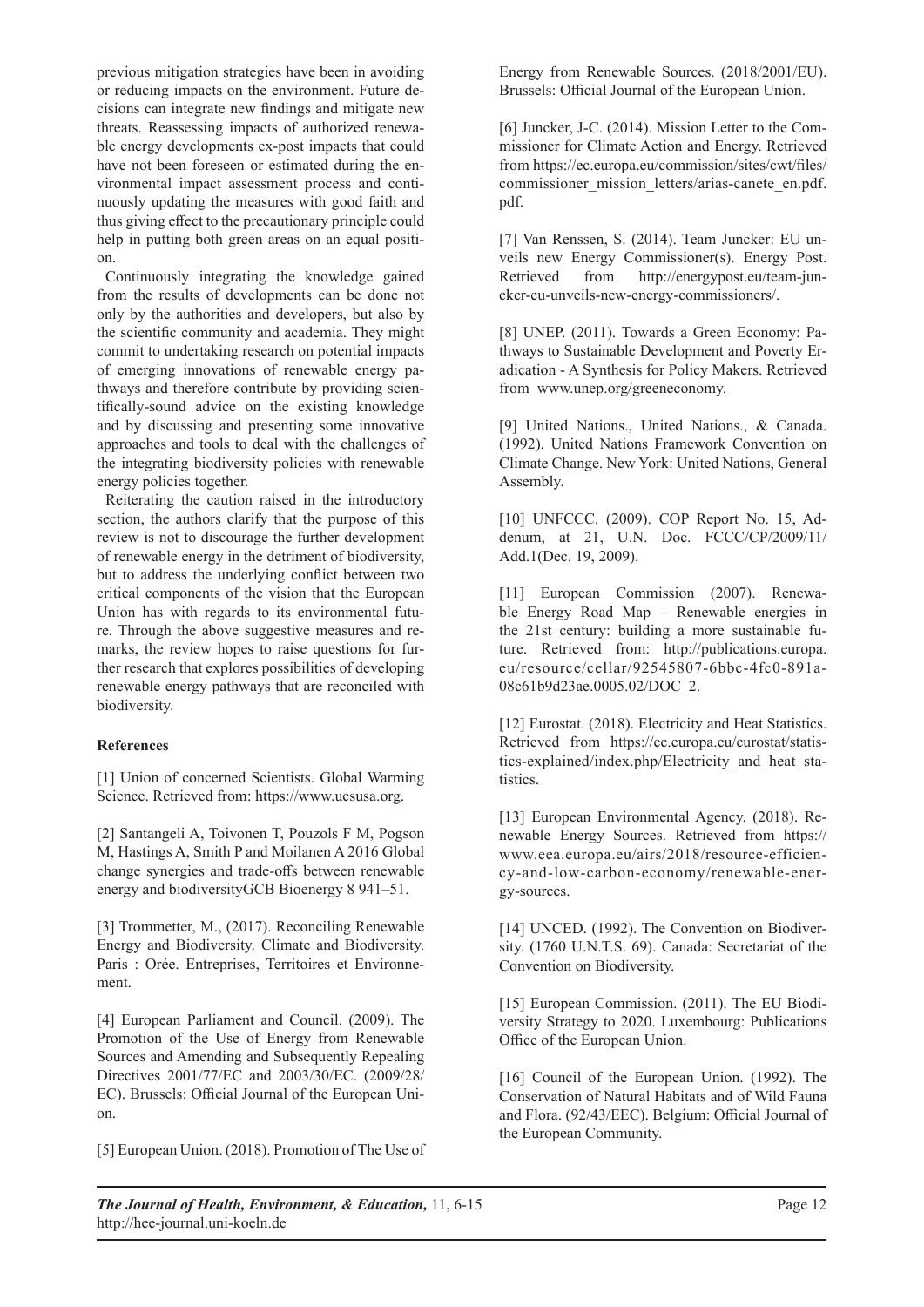previous mitigation strategies have been in avoiding or reducing impacts on the environment. Future decisions can integrate new findings and mitigate new threats. Reassessing impacts of authorized renewable energy developments ex-post impacts that could have not been foreseen or estimated during the environmental impact assessment process and continuously updating the measures with good faith and thus giving effect to the precautionary principle could help in putting both green areas on an equal position.

Continuously integrating the knowledge gained from the results of developments can be done not only by the authorities and developers, but also by the scientific community and academia. They might commit to undertaking research on potential impacts of emerging innovations of renewable energy pathways and therefore contribute by providing scientifically-sound advice on the existing knowledge and by discussing and presenting some innovative approaches and tools to deal with the challenges of the integrating biodiversity policies with renewable energy policies together.

Reiterating the caution raised in the introductory section, the authors clarify that the purpose of this review is not to discourage the further development of renewable energy in the detriment of biodiversity, but to address the underlying conflict between two critical components of the vision that the European Union has with regards to its environmental future. Through the above suggestive measures and remarks, the review hopes to raise questions for further research that explores possibilities of developing renewable energy pathways that are reconciled with biodiversity.

**References**

[1] Union of concerned Scientists. Global Warming Science. Retrieved from: https://www.ucsusa.org.

[2] Santangeli A, Toivonen T, Pouzols F M, Pogson M, Hastings A, Smith P and Moilanen A 2016 Global change synergies and trade-offs between renewable energy and biodiversityGCB Bioenergy 8 941–51.

[3] Trommetter, M., (2017). Reconciling Renewable Energy and Biodiversity. Climate and Biodiversity. Paris : Orée. Entreprises, Territoires et Environnement.

[4] European Parliament and Council. (2009). The Promotion of the Use of Energy from Renewable Sources and Amending and Subsequently Repealing Directives 2001/77/EC and 2003/30/EC. (2009/28/EC). Brussels: Official Journal of the European Union.

[5] European Union. (2018). Promotion of The Use of Energy from Renewable Sources. (2018/2001/EU). Brussels: Official Journal of the European Union.

[6] Juncker, J-C. (2014). Mission Letter to the Commissioner for Climate Action and Energy. Retrieved from https://ec.europa.eu/commission/sites/cwt/files/commissioner_mission_letters/arias-canete_en.pdf.pdf.

[7] Van Renssen, S. (2014). Team Juncker: EU unveils new Energy Commissioner(s). Energy Post. Retrieved from http://energypost.eu/team-juncker-eu-unveils-new-energy-commissioners/.

[8] UNEP. (2011). Towards a Green Economy: Pathways to Sustainable Development and Poverty Eradication - A Synthesis for Policy Makers. Retrieved from www.unep.org/greeneconomy.

[9] United Nations., United Nations., & Canada. (1992). United Nations Framework Convention on Climate Change. New York: United Nations, General Assembly.

[10] UNFCCC. (2009). COP Report No. 15, Addenum, at 21, U.N. Doc. FCCC/CP/2009/11/Add.1(Dec. 19, 2009).

[11] European Commission (2007). Renewable Energy Road Map – Renewable energies in the 21st century: building a more sustainable future. Retrieved from: http://publications.europa.eu/resource/cellar/92545807-6bbc-4fc0-891a-08c61b9d23ae.0005.02/DOC_2.

[12] Eurostat. (2018). Electricity and Heat Statistics. Retrieved from https://ec.europa.eu/eurostat/statistics-explained/index.php/Electricity_and_heat_statistics.

[13] European Environmental Agency. (2018). Renewable Energy Sources. Retrieved from https://www.eea.europa.eu/airs/2018/resource-efficiency-and-low-carbon-economy/renewable-energy-sources.

[14] UNCED. (1992). The Convention on Biodiversity. (1760 U.N.T.S. 69). Canada: Secretariat of the Convention on Biodiversity.

[15] European Commission. (2011). The EU Biodiversity Strategy to 2020. Luxembourg: Publications Office of the European Union.

[16] Council of the European Union. (1992). The Conservation of Natural Habitats and of Wild Fauna and Flora. (92/43/EEC). Belgium: Official Journal of the European Community.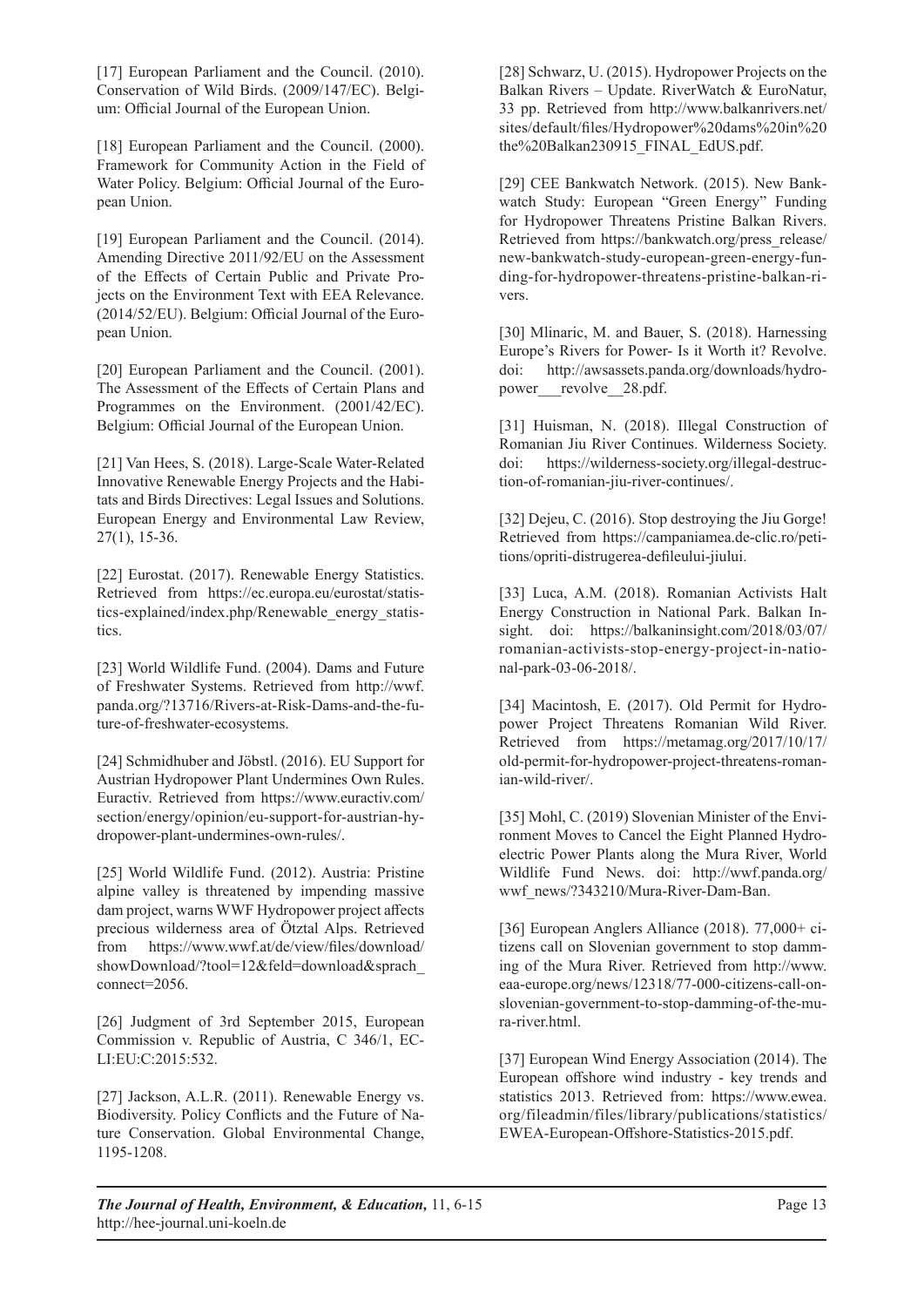[17] European Parliament and the Council. (2010). Conservation of Wild Birds. (2009/147/EC). Belgium: Official Journal of the European Union.

[18] European Parliament and the Council. (2000). Framework for Community Action in the Field of Water Policy. Belgium: Official Journal of the European Union.

[19] European Parliament and the Council. (2014). Amending Directive 2011/92/EU on the Assessment of the Effects of Certain Public and Private Projects on the Environment Text with EEA Relevance. (2014/52/EU). Belgium: Official Journal of the European Union.

[20] European Parliament and the Council. (2001). The Assessment of the Effects of Certain Plans and Programmes on the Environment. (2001/42/EC). Belgium: Official Journal of the European Union.

[21] Van Hees, S. (2018). Large-Scale Water-Related Innovative Renewable Energy Projects and the Habitats and Birds Directives: Legal Issues and Solutions. European Energy and Environmental Law Review, 27(1), 15-36.

[22] Eurostat. (2017). Renewable Energy Statistics. Retrieved from https://ec.europa.eu/eurostat/statistics-explained/index.php/Renewable_energy_statistics.

[23] World Wildlife Fund. (2004). Dams and Future of Freshwater Systems. Retrieved from http://wwf.panda.org/?13716/Rivers-at-Risk-Dams-and-the-future-of-freshwater-ecosystems.

[24] Schmidhuber and Jöbstl. (2016). EU Support for Austrian Hydropower Plant Undermines Own Rules. Euractiv. Retrieved from https://www.euractiv.com/section/energy/opinion/eu-support-for-austrian-hydropower-plant-undermines-own-rules/.

[25] World Wildlife Fund. (2012). Austria: Pristine alpine valley is threatened by impending massive dam project, warns WWF Hydropower project affects precious wilderness area of Ötztal Alps. Retrieved from https://www.wwf.at/de/view/files/download/showDownload/?tool=12&feld=download&sprach_connect=2056.

[26] Judgment of 3rd September 2015, European Commission v. Republic of Austria, C 346/1, ECLI:EU:C:2015:532.

[27] Jackson, A.L.R. (2011). Renewable Energy vs. Biodiversity. Policy Conflicts and the Future of Nature Conservation. Global Environmental Change, 1195-1208.

[28] Schwarz, U. (2015). Hydropower Projects on the Balkan Rivers – Update. RiverWatch & EuroNatur, 33 pp. Retrieved from http://www.balkanrivers.net/sites/default/files/Hydropower%20dams%20in%20the%20Balkan230915_FINAL_EdUS.pdf.

[29] CEE Bankwatch Network. (2015). New Bankwatch Study: European "Green Energy" Funding for Hydropower Threatens Pristine Balkan Rivers. Retrieved from https://bankwatch.org/press_release/new-bankwatch-study-european-green-energy-funding-for-hydropower-threatens-pristine-balkan-rivers.

[30] Mlinaric, M. and Bauer, S. (2018). Harnessing Europe's Rivers for Power- Is it Worth it? Revolve. doi: http://awsassets.panda.org/downloads/hydropower___revolve__28.pdf.

[31] Huisman, N. (2018). Illegal Construction of Romanian Jiu River Continues. Wilderness Society. doi: https://wilderness-society.org/illegal-destruction-of-romanian-jiu-river-continues/.

[32] Dejeu, C. (2016). Stop destroying the Jiu Gorge! Retrieved from https://campaniamea.de-clic.ro/petitions/opriti-distrugerea-defileului-jiului.

[33] Luca, A.M. (2018). Romanian Activists Halt Energy Construction in National Park. Balkan Insight. doi: https://balkaninsight.com/2018/03/07/romanian-activists-stop-energy-project-in-national-park-03-06-2018/.

[34] Macintosh, E. (2017). Old Permit for Hydropower Project Threatens Romanian Wild River. Retrieved from https://metamag.org/2017/10/17/old-permit-for-hydropower-project-threatens-romanian-wild-river/.

[35] Mohl, C. (2019) Slovenian Minister of the Environment Moves to Cancel the Eight Planned Hydroelectric Power Plants along the Mura River, World Wildlife Fund News. doi: http://wwf.panda.org/wwf_news/?343210/Mura-River-Dam-Ban.

[36] European Anglers Alliance (2018). 77,000+ citizens call on Slovenian government to stop damming of the Mura River. Retrieved from http://www.eaa-europe.org/news/12318/77-000-citizens-call-on-slovenian-government-to-stop-damming-of-the-mura-river.html.

[37] European Wind Energy Association (2014). The European offshore wind industry - key trends and statistics 2013. Retrieved from: https://www.ewea.org/fileadmin/files/library/publications/statistics/EWEA-European-Offshore-Statistics-2015.pdf.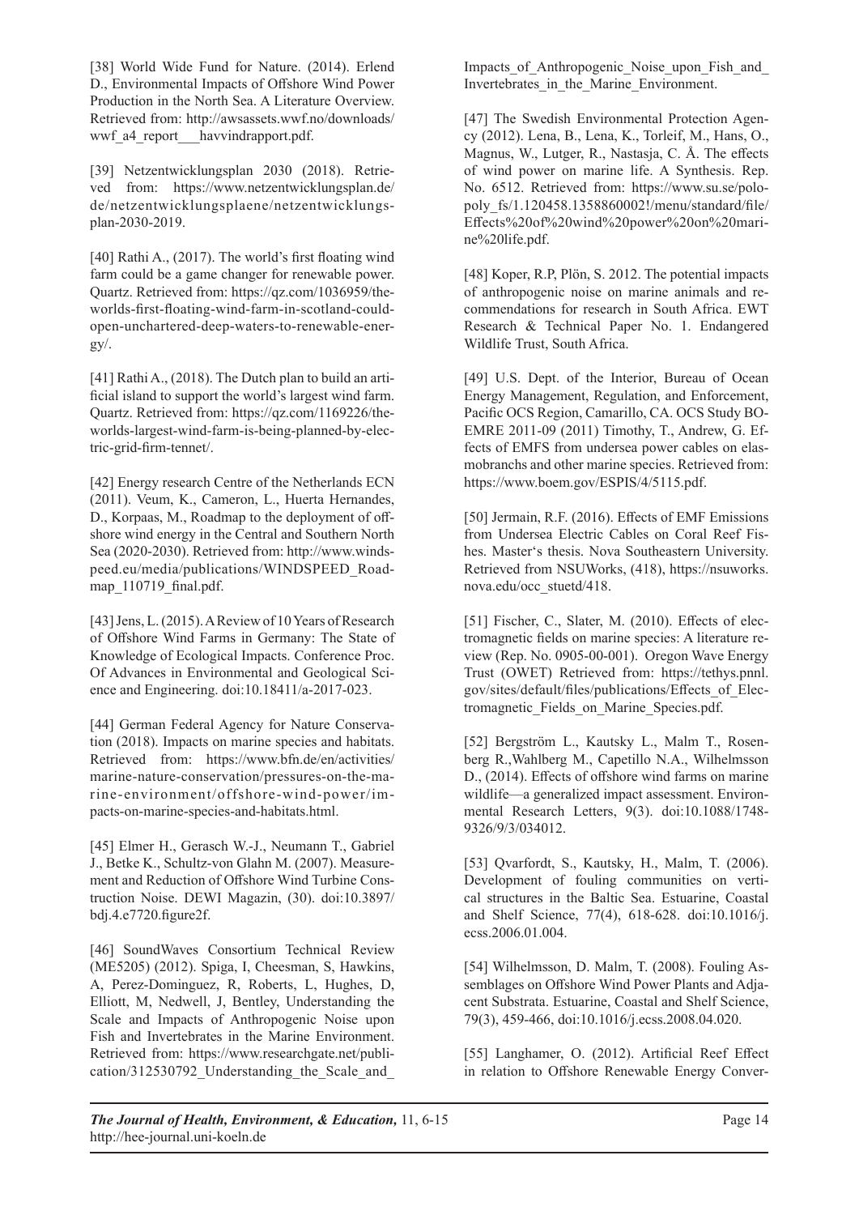[38] World Wide Fund for Nature. (2014). Erlend D., Environmental Impacts of Offshore Wind Power Production in the North Sea. A Literature Overview. Retrieved from: http://awsassets.wwf.no/downloads/wwf_a4_report___havvindrapport.pdf.

[39] Netzentwicklungsplan 2030 (2018). Retrieved from: https://www.netzentwicklungsplan.de/de/netzentwicklungsplaene/netzentwicklungsplan-2030-2019.

[40] Rathi A., (2017). The world's first floating wind farm could be a game changer for renewable power. Quartz. Retrieved from: https://qz.com/1036959/the-worlds-first-floating-wind-farm-in-scotland-could-open-unchartered-deep-waters-to-renewable-energy/.

[41] Rathi A., (2018). The Dutch plan to build an artificial island to support the world's largest wind farm. Quartz. Retrieved from: https://qz.com/1169226/the-worlds-largest-wind-farm-is-being-planned-by-electric-grid-firm-tennet/.

[42] Energy research Centre of the Netherlands ECN (2011). Veum, K., Cameron, L., Huerta Hernandes, D., Korpaas, M., Roadmap to the deployment of offshore wind energy in the Central and Southern North Sea (2020-2030). Retrieved from: http://www.windspeed.eu/media/publications/WINDSPEED_Roadmap_110719_final.pdf.

[43] Jens, L. (2015). A Review of 10 Years of Research of Offshore Wind Farms in Germany: The State of Knowledge of Ecological Impacts. Conference Proc. Of Advances in Environmental and Geological Science and Engineering. doi:10.18411/a-2017-023.

[44] German Federal Agency for Nature Conservation (2018). Impacts on marine species and habitats. Retrieved from: https://www.bfn.de/en/activities/marine-nature-conservation/pressures-on-the-marine-environment/offshore-wind-power/impacts-on-marine-species-and-habitats.html.

[45] Elmer H., Gerasch W.-J., Neumann T., Gabriel J., Betke K., Schultz-von Glahn M. (2007). Measurement and Reduction of Offshore Wind Turbine Construction Noise. DEWI Magazin, (30). doi:10.3897/bdj.4.e7720.figure2f.

[46] SoundWaves Consortium Technical Review (ME5205) (2012). Spiga, I, Cheesman, S, Hawkins, A, Perez-Dominguez, R, Roberts, L, Hughes, D, Elliott, M, Nedwell, J, Bentley, Understanding the Scale and Impacts of Anthropogenic Noise upon Fish and Invertebrates in the Marine Environment. Retrieved from: https://www.researchgate.net/publication/312530792_Understanding_the_Scale_and_Impacts_of_Anthropogenic_Noise_upon_Fish_and_Invertebrates_in_the_Marine_Environment.

[47] The Swedish Environmental Protection Agency (2012). Lena, B., Lena, K., Torleif, M., Hans, O., Magnus, W., Lutger, R., Nastasja, C. Å. The effects of wind power on marine life. A Synthesis. Rep. No. 6512. Retrieved from: https://www.su.se/polopoly_fs/1.120458.1358860002!/menu/standard/file/Effects%20of%20wind%20power%20on%20marine%20life.pdf.

[48] Koper, R.P, Plön, S. 2012. The potential impacts of anthropogenic noise on marine animals and recommendations for research in South Africa. EWT Research & Technical Paper No. 1. Endangered Wildlife Trust, South Africa.

[49] U.S. Dept. of the Interior, Bureau of Ocean Energy Management, Regulation, and Enforcement, Pacific OCS Region, Camarillo, CA. OCS Study BOEMRE 2011-09 (2011) Timothy, T., Andrew, G. Effects of EMFS from undersea power cables on elasmobranchs and other marine species. Retrieved from: https://www.boem.gov/ESPIS/4/5115.pdf.

[50] Jermain, R.F. (2016). Effects of EMF Emissions from Undersea Electric Cables on Coral Reef Fishes. Master's thesis. Nova Southeastern University. Retrieved from NSUWorks, (418), https://nsuworks.nova.edu/occ_stuetd/418.

[51] Fischer, C., Slater, M. (2010). Effects of electromagnetic fields on marine species: A literature review (Rep. No. 0905-00-001). Oregon Wave Energy Trust (OWET) Retrieved from: https://tethys.pnnl.gov/sites/default/files/publications/Effects_of_Electromagnetic_Fields_on_Marine_Species.pdf.

[52] Bergström L., Kautsky L., Malm T., Rosenberg R.,Wahlberg M., Capetillo N.A., Wilhelmsson D., (2014). Effects of offshore wind farms on marine wildlife—a generalized impact assessment. Environmental Research Letters, 9(3). doi:10.1088/1748-9326/9/3/034012.

[53] Qvarfordt, S., Kautsky, H., Malm, T. (2006). Development of fouling communities on vertical structures in the Baltic Sea. Estuarine, Coastal and Shelf Science, 77(4), 618-628. doi:10.1016/j.ecss.2006.01.004.

[54] Wilhelmsson, D. Malm, T. (2008). Fouling Assemblages on Offshore Wind Power Plants and Adjacent Substrata. Estuarine, Coastal and Shelf Science, 79(3), 459-466, doi:10.1016/j.ecss.2008.04.020.

[55] Langhamer, O. (2012). Artificial Reef Effect in relation to Offshore Renewable Energy Conver-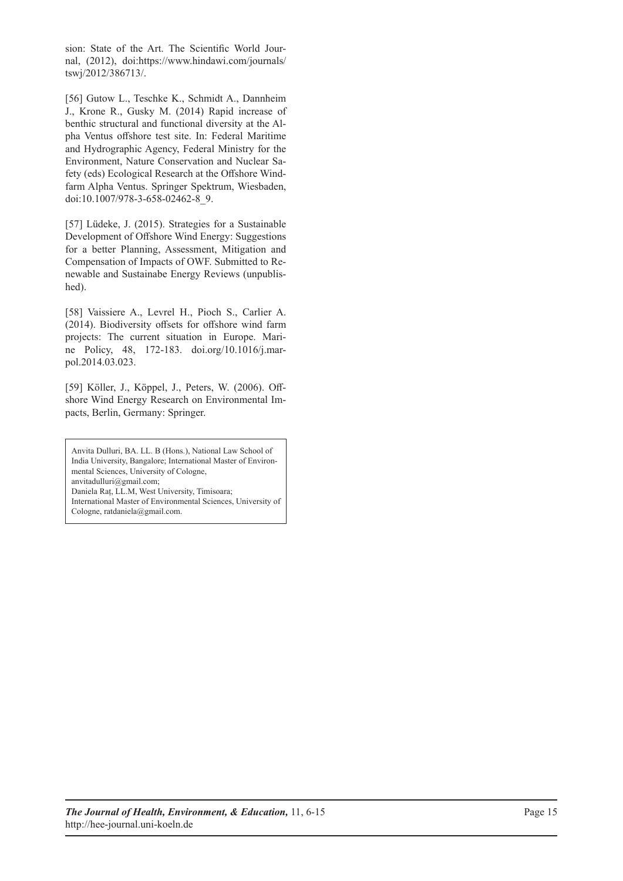sion: State of the Art. The Scientific World Journal, (2012), doi:https://www.hindawi.com/journals/tswj/2012/386713/.

[56] Gutow L., Teschke K., Schmidt A., Dannheim J., Krone R., Gusky M. (2014) Rapid increase of benthic structural and functional diversity at the Alpha Ventus offshore test site. In: Federal Maritime and Hydrographic Agency, Federal Ministry for the Environment, Nature Conservation and Nuclear Safety (eds) Ecological Research at the Offshore Windfarm Alpha Ventus. Springer Spektrum, Wiesbaden, doi:10.1007/978-3-658-02462-8_9.

[57] Lüdeke, J. (2015). Strategies for a Sustainable Development of Offshore Wind Energy: Suggestions for a better Planning, Assessment, Mitigation and Compensation of Impacts of OWF. Submitted to Renewable and Sustainabe Energy Reviews (unpublished).

[58] Vaissiere A., Levrel H., Pioch S., Carlier A. (2014). Biodiversity offsets for offshore wind farm projects: The current situation in Europe. Marine Policy, 48, 172-183. doi.org/10.1016/j.marpol.2014.03.023.

[59] Köller, J., Köppel, J., Peters, W. (2006). Offshore Wind Energy Research on Environmental Impacts, Berlin, Germany: Springer.

Anvita Dulluri, BA. LL. B (Hons.), National Law School of India University, Bangalore; International Master of Environmental Sciences, University of Cologne, anvitadulluri@gmail.com;
Daniela Raţ, LL.M, West University, Timisoara; International Master of Environmental Sciences, University of Cologne, ratdaniela@gmail.com.